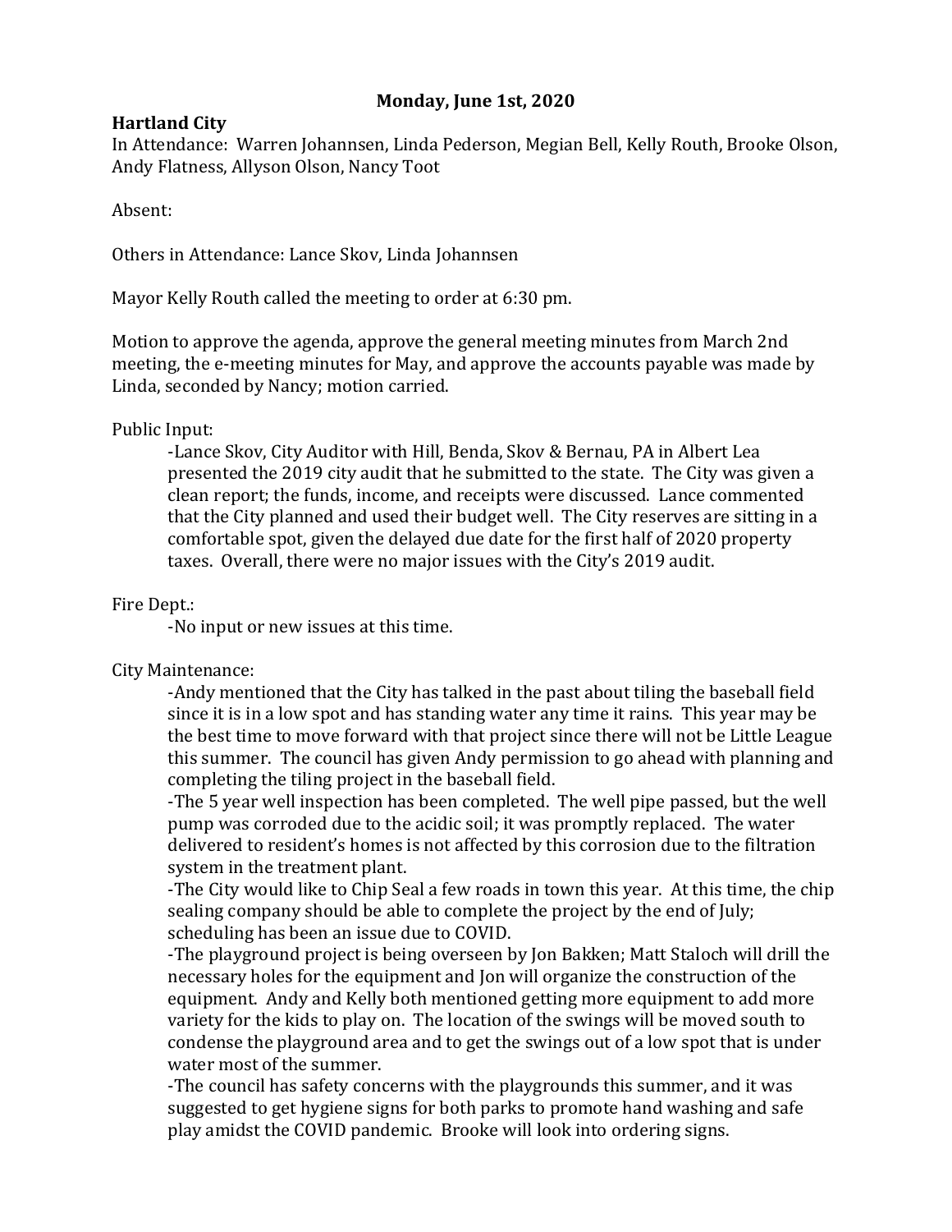**Monday, June 1st, 2020**

**Hartland City**

In Attendance: Warren Johannsen, Linda Pederson, Megian Bell, Kelly Routh, Brooke Olson, Andy Flatness, Allyson Olson, Nancy Toot

Absent:

Others in Attendance: Lance Skov, Linda Johannsen

Mayor Kelly Routh called the meeting to order at 6:30 pm.

Motion to approve the agenda, approve the general meeting minutes from March 2nd meeting, the e-meeting minutes for May, and approve the accounts payable was made by Linda, seconded by Nancy; motion carried.

Public Input:

-Lance Skov, City Auditor with Hill, Benda, Skov & Bernau, PA in Albert Lea presented the 2019 city audit that he submitted to the state. The City was given a clean report; the funds, income, and receipts were discussed. Lance commented that the City planned and used their budget well. The City reserves are sitting in a comfortable spot, given the delayed due date for the first half of 2020 property taxes. Overall, there were no major issues with the City's 2019 audit.

Fire Dept.:

-No input or new issues at this time.

City Maintenance:

-Andy mentioned that the City has talked in the past about tiling the baseball field since it is in a low spot and has standing water any time it rains. This year may be the best time to move forward with that project since there will not be Little League this summer. The council has given Andy permission to go ahead with planning and completing the tiling project in the baseball field.

-The 5 year well inspection has been completed. The well pipe passed, but the well pump was corroded due to the acidic soil; it was promptly replaced. The water delivered to resident's homes is not affected by this corrosion due to the filtration system in the treatment plant.

-The City would like to Chip Seal a few roads in town this year. At this time, the chip sealing company should be able to complete the project by the end of July; scheduling has been an issue due to COVID.

-The playground project is being overseen by Jon Bakken; Matt Staloch will drill the necessary holes for the equipment and Jon will organize the construction of the equipment. Andy and Kelly both mentioned getting more equipment to add more variety for the kids to play on. The location of the swings will be moved south to condense the playground area and to get the swings out of a low spot that is under water most of the summer.

-The council has safety concerns with the playgrounds this summer, and it was suggested to get hygiene signs for both parks to promote hand washing and safe play amidst the COVID pandemic. Brooke will look into ordering signs.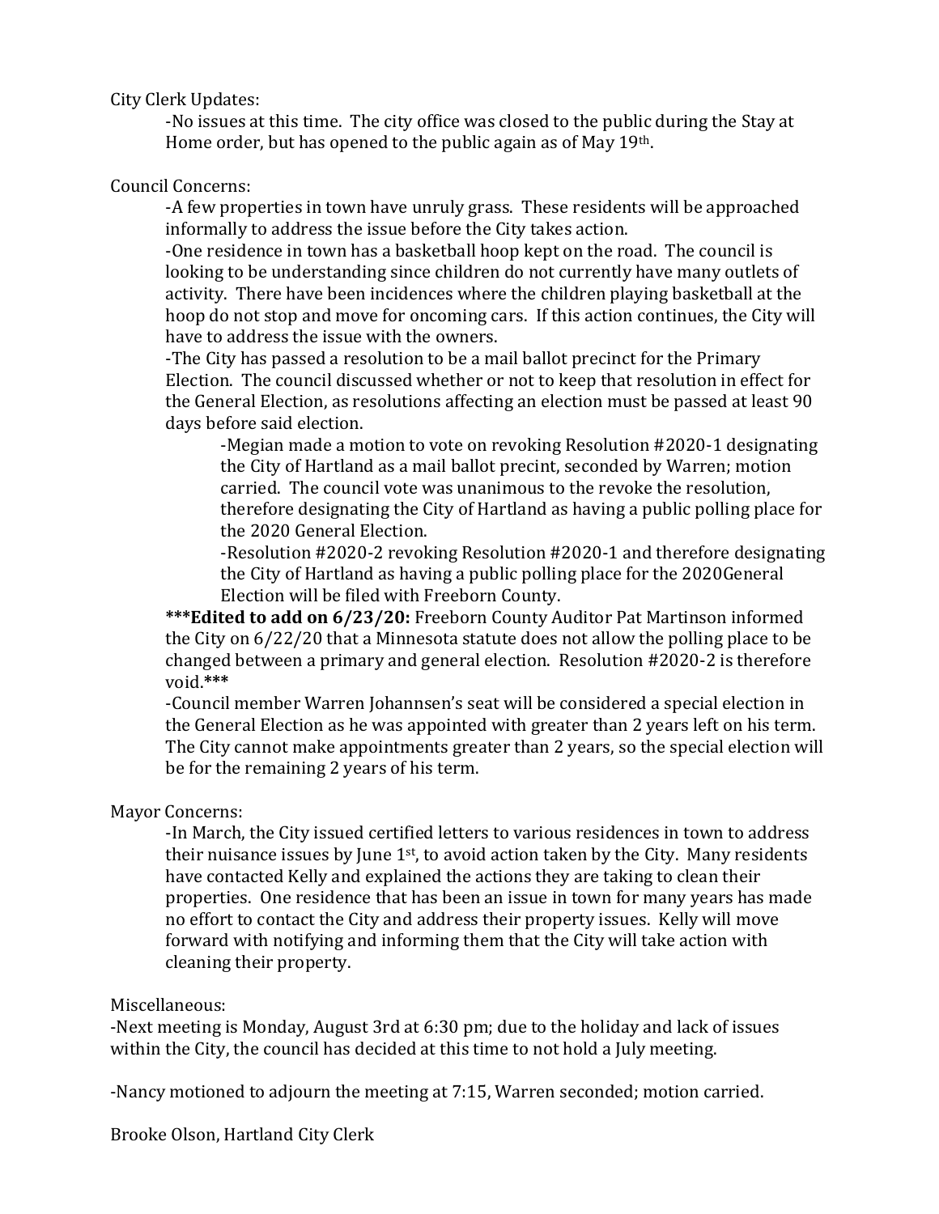City Clerk Updates:

-No issues at this time. The city office was closed to the public during the Stay at Home order, but has opened to the public again as of May 19th.

Council Concerns:

-A few properties in town have unruly grass. These residents will be approached informally to address the issue before the City takes action.

-One residence in town has a basketball hoop kept on the road. The council is looking to be understanding since children do not currently have many outlets of activity. There have been incidences where the children playing basketball at the hoop do not stop and move for oncoming cars. If this action continues, the City will have to address the issue with the owners.

-The City has passed a resolution to be a mail ballot precinct for the Primary Election. The council discussed whether or not to keep that resolution in effect for the General Election, as resolutions affecting an election must be passed at least 90 days before said election.

-Megian made a motion to vote on revoking Resolution #2020-1 designating the City of Hartland as a mail ballot precint, seconded by Warren; motion carried. The council vote was unanimous to the revoke the resolution, therefore designating the City of Hartland as having a public polling place for the 2020 General Election.

-Resolution #2020-2 revoking Resolution #2020-1 and therefore designating the City of Hartland as having a public polling place for the 2020General Election will be filed with Freeborn County.

**\*\*\*Edited to add on 6/23/20:** Freeborn County Auditor Pat Martinson informed the City on 6/22/20 that a Minnesota statute does not allow the polling place to be changed between a primary and general election. Resolution #2020-2 is therefore void.\*\*\*

-Council member Warren Johannsen's seat will be considered a special election in the General Election as he was appointed with greater than 2 years left on his term. The City cannot make appointments greater than 2 years, so the special election will be for the remaining 2 years of his term.

Mayor Concerns:

-In March, the City issued certified letters to various residences in town to address their nuisance issues by June 1st, to avoid action taken by the City. Many residents have contacted Kelly and explained the actions they are taking to clean their properties. One residence that has been an issue in town for many years has made no effort to contact the City and address their property issues. Kelly will move forward with notifying and informing them that the City will take action with cleaning their property.

Miscellaneous:

-Next meeting is Monday, August 3rd at 6:30 pm; due to the holiday and lack of issues within the City, the council has decided at this time to not hold a July meeting.

-Nancy motioned to adjourn the meeting at 7:15, Warren seconded; motion carried.

Brooke Olson, Hartland City Clerk